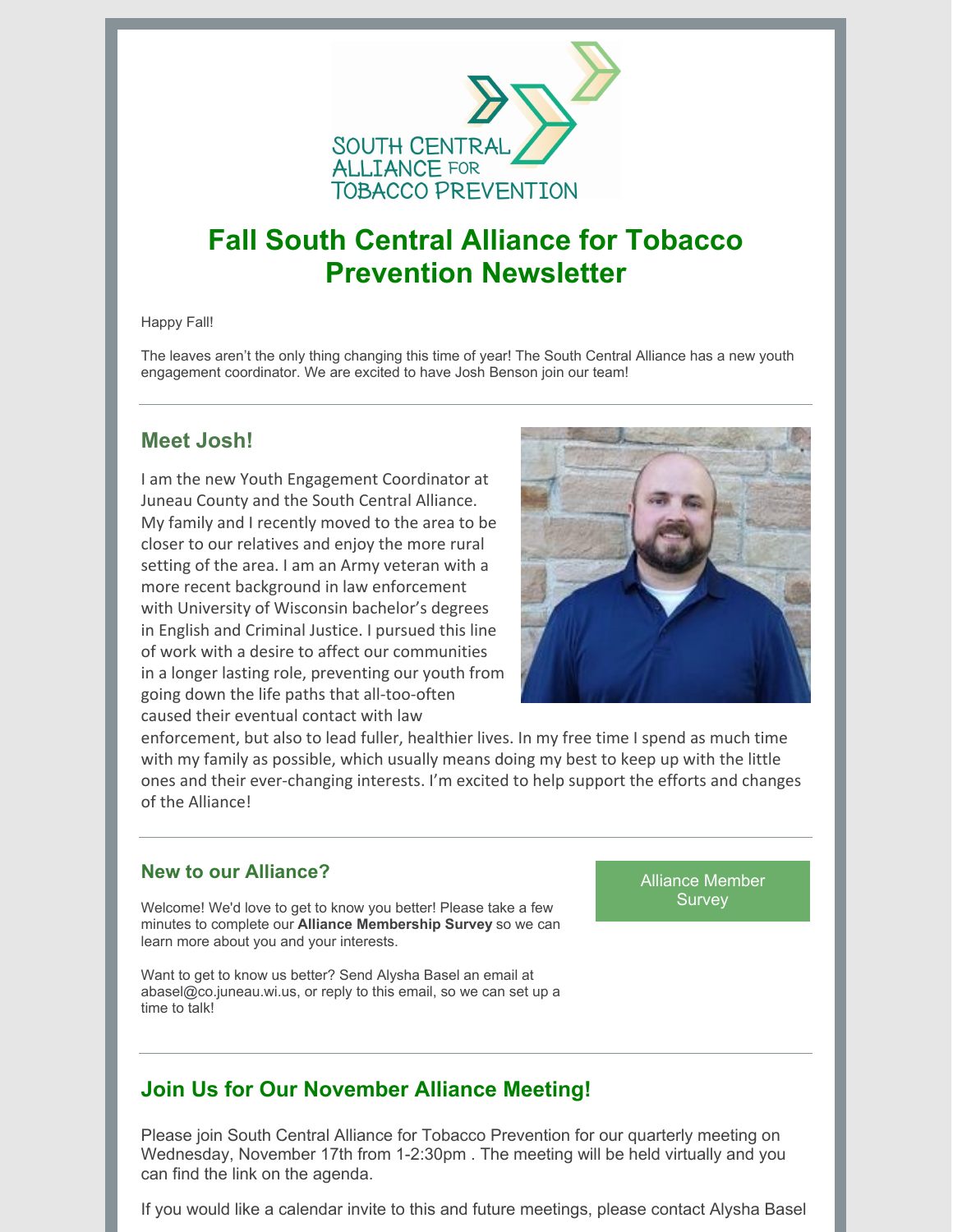# Fall South Central Alliance for Tobacco Prevention Newsletter

Happy Fall!

The leaves aren't the only thing changing this time of year! The South Central Alliance has a new youth engagement coordinator. We are excited to have Josh Benson join our team!

## Meet Josh!

I am the new Youth Engagement Coordinator at Juneau County and the South Central Alliance. My family and I recently moved to the area to be closer to our relatives and enjoy the more rural setting of the area. I am an Army veteran with a more recent background in law enforcement with University of Wisconsin bachelor's degrees in English and Criminal Justice. I pursued this line of work with a desire to affect our communities in a longer lasting role, preventing our youth from going down the life paths that all-too-often caused their eventual contact with law enforcement, but also to lead fuller, healthier lives. In my free time I spend as much time with my family as possible, which usually means doing my best to keep up with the little ones and their ever-changing interests. I'm excited to help support the efforts and changes of the Alliance!

### New to our Alliance?

Welcome! We'd love to get to know you better! Please take a few minutes to complete our **Alliance Membership Survey** so we can learn more about you and your interests.

Want to get to know us better? Send Alysha Basel an email at abasel@co.juneau.wi.us, or reply to this email, so we can set up a time to talk!

Alliance Member Survey

## Join Us for Our November Alliance Meeting!

Please join South Central Alliance for Tobacco Prevention for our quarterly meeting on Wednesday, November 17th from 1-2:30pm . The meeting will be held virtually and you can find the link on the agenda.

If you would like a calendar invite to this and future meetings, please contact Alysha Basel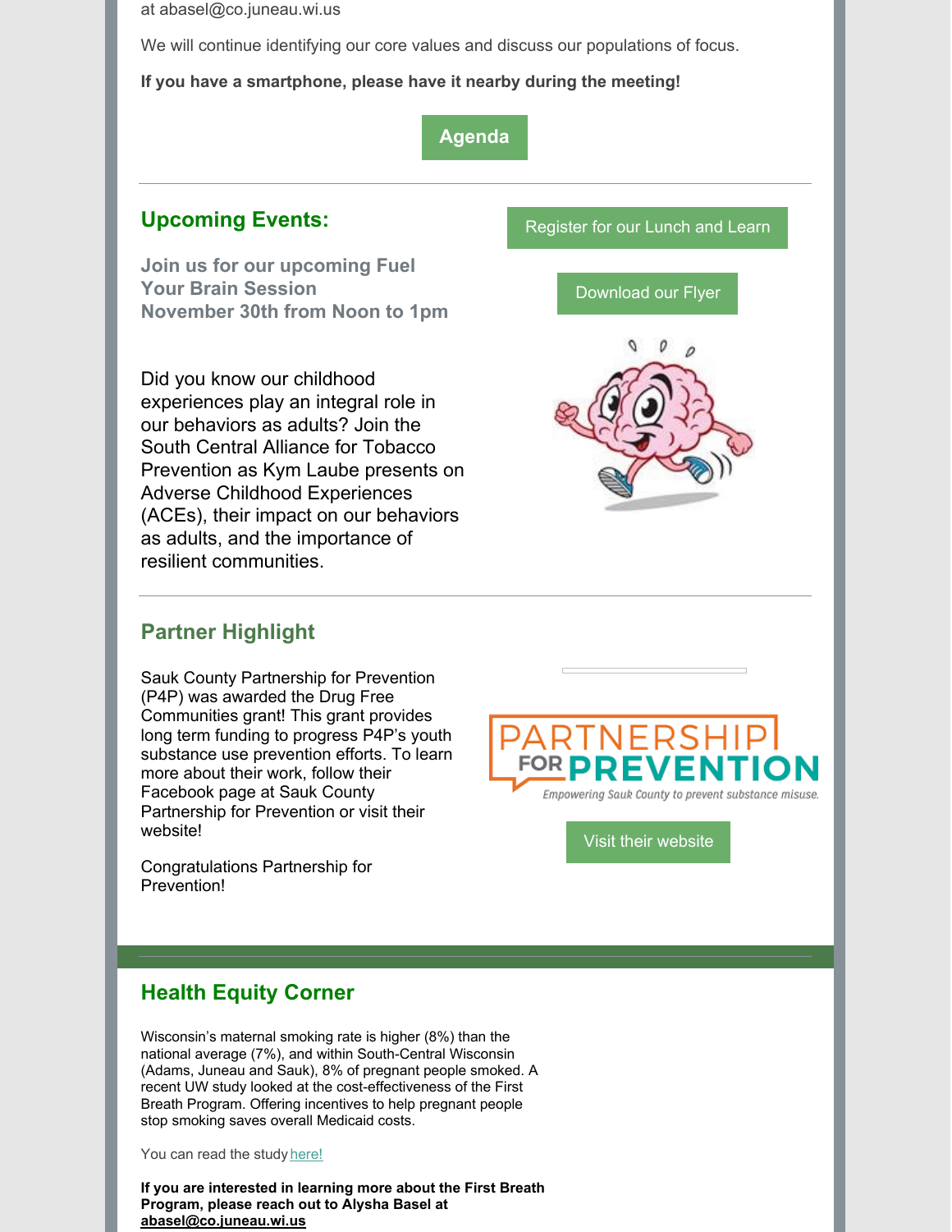at abasel@co.juneau.wi.us

We will continue identifying our core values and discuss our populations of focus.

**If you have a smartphone, please have it nearby during the meeting!**

**Agenda**

---

## Upcoming Events:

**Join us for our upcoming Fuel Your Brain Session**
**November 30th from Noon to 1pm**

Register for our Lunch and Learn

Download our Flyer

Did you know our childhood experiences play an integral role in our behaviors as adults? Join the South Central Alliance for Tobacco Prevention as Kym Laube presents on Adverse Childhood Experiences (ACEs), their impact on our behaviors as adults, and the importance of resilient communities.

---

## Partner Highlight

Sauk County Partnership for Prevention (P4P) was awarded the Drug Free Communities grant! This grant provides long term funding to progress P4P's youth substance use prevention efforts. To learn more about their work, follow their Facebook page at Sauk County Partnership for Prevention or visit their website!

Congratulations Partnership for Prevention!

PARTNERSHIP FOR PREVENTION
*Empowering Sauk County to prevent substance misuse.*

Visit their website

---

## Health Equity Corner

Wisconsin's maternal smoking rate is higher (8%) than the national average (7%), and within South-Central Wisconsin (Adams, Juneau and Sauk), 8% of pregnant people smoked. A recent UW study looked at the cost-effectiveness of the First Breath Program. Offering incentives to help pregnant people stop smoking saves overall Medicaid costs.

You can read the study here!

**If you are interested in learning more about the First Breath Program, please reach out to Alysha Basel at abasel@co.juneau.wi.us**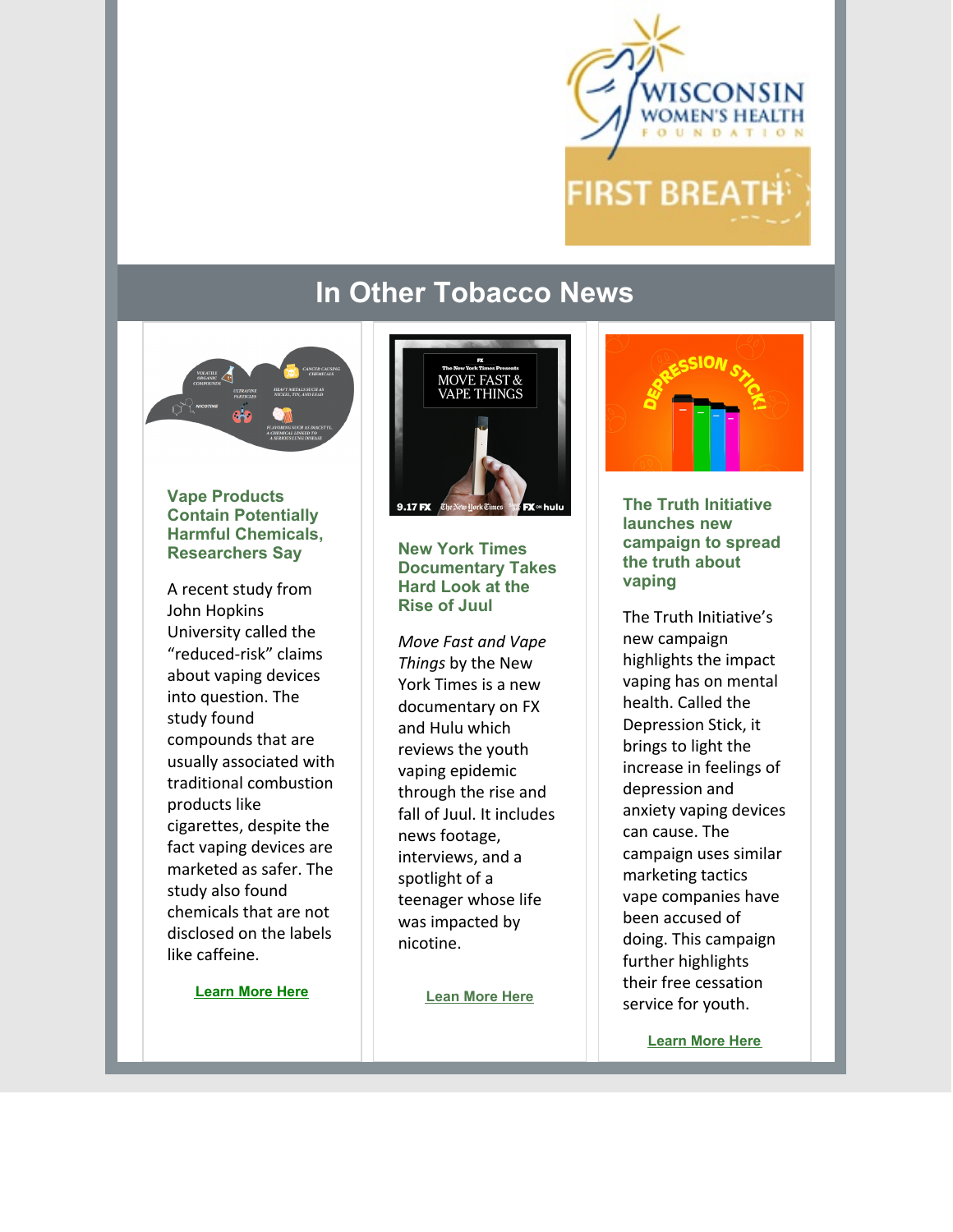# In Other Tobacco News

### Vape Products Contain Potentially Harmful Chemicals, Researchers Say

A recent study from John Hopkins University called the "reduced-risk" claims about vaping devices into question. The study found compounds that are usually associated with traditional combustion products like cigarettes, despite the fact vaping devices are marketed as safer. The study also found chemicals that are not disclosed on the labels like caffeine.

**Learn More Here**

### New York Times Documentary Takes Hard Look at the Rise of Juul

*Move Fast and Vape Things* by the New York Times is a new documentary on FX and Hulu which reviews the youth vaping epidemic through the rise and fall of Juul. It includes news footage, interviews, and a spotlight of a teenager whose life was impacted by nicotine.

**Lean More Here**

### The Truth Initiative launches new campaign to spread the truth about vaping

The Truth Initiative's new campaign highlights the impact vaping has on mental health. Called the Depression Stick, it brings to light the increase in feelings of depression and anxiety vaping devices can cause. The campaign uses similar marketing tactics vape companies have been accused of doing. This campaign further highlights their free cessation service for youth.

**Learn More Here**